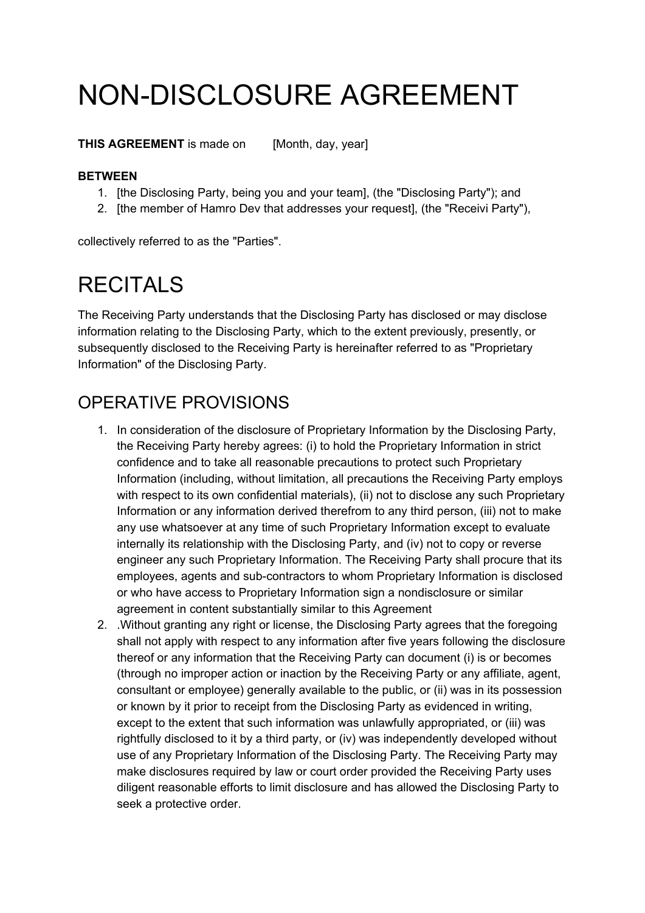# NON-DISCLOSURE AGREEMENT

**THIS AGREEMENT** is made on [Month, day, year]

**BETWEEN**

1. [the Disclosing Party, being you and your team], (the "Disclosing Party"); and
2. [the member of Hamro Dev that addresses your request], (the "Receivi Party"),

collectively referred to as the "Parties".

# RECITALS

The Receiving Party understands that the Disclosing Party has disclosed or may disclose information relating to the Disclosing Party, which to the extent previously, presently, or subsequently disclosed to the Receiving Party is hereinafter referred to as "Proprietary Information" of the Disclosing Party.

## OPERATIVE PROVISIONS

1. In consideration of the disclosure of Proprietary Information by the Disclosing Party, the Receiving Party hereby agrees: (i) to hold the Proprietary Information in strict confidence and to take all reasonable precautions to protect such Proprietary Information (including, without limitation, all precautions the Receiving Party employs with respect to its own confidential materials), (ii) not to disclose any such Proprietary Information or any information derived therefrom to any third person, (iii) not to make any use whatsoever at any time of such Proprietary Information except to evaluate internally its relationship with the Disclosing Party, and (iv) not to copy or reverse engineer any such Proprietary Information. The Receiving Party shall procure that its employees, agents and sub-contractors to whom Proprietary Information is disclosed or who have access to Proprietary Information sign a nondisclosure or similar agreement in content substantially similar to this Agreement
2. .Without granting any right or license, the Disclosing Party agrees that the foregoing shall not apply with respect to any information after five years following the disclosure thereof or any information that the Receiving Party can document (i) is or becomes (through no improper action or inaction by the Receiving Party or any affiliate, agent, consultant or employee) generally available to the public, or (ii) was in its possession or known by it prior to receipt from the Disclosing Party as evidenced in writing, except to the extent that such information was unlawfully appropriated, or (iii) was rightfully disclosed to it by a third party, or (iv) was independently developed without use of any Proprietary Information of the Disclosing Party. The Receiving Party may make disclosures required by law or court order provided the Receiving Party uses diligent reasonable efforts to limit disclosure and has allowed the Disclosing Party to seek a protective order.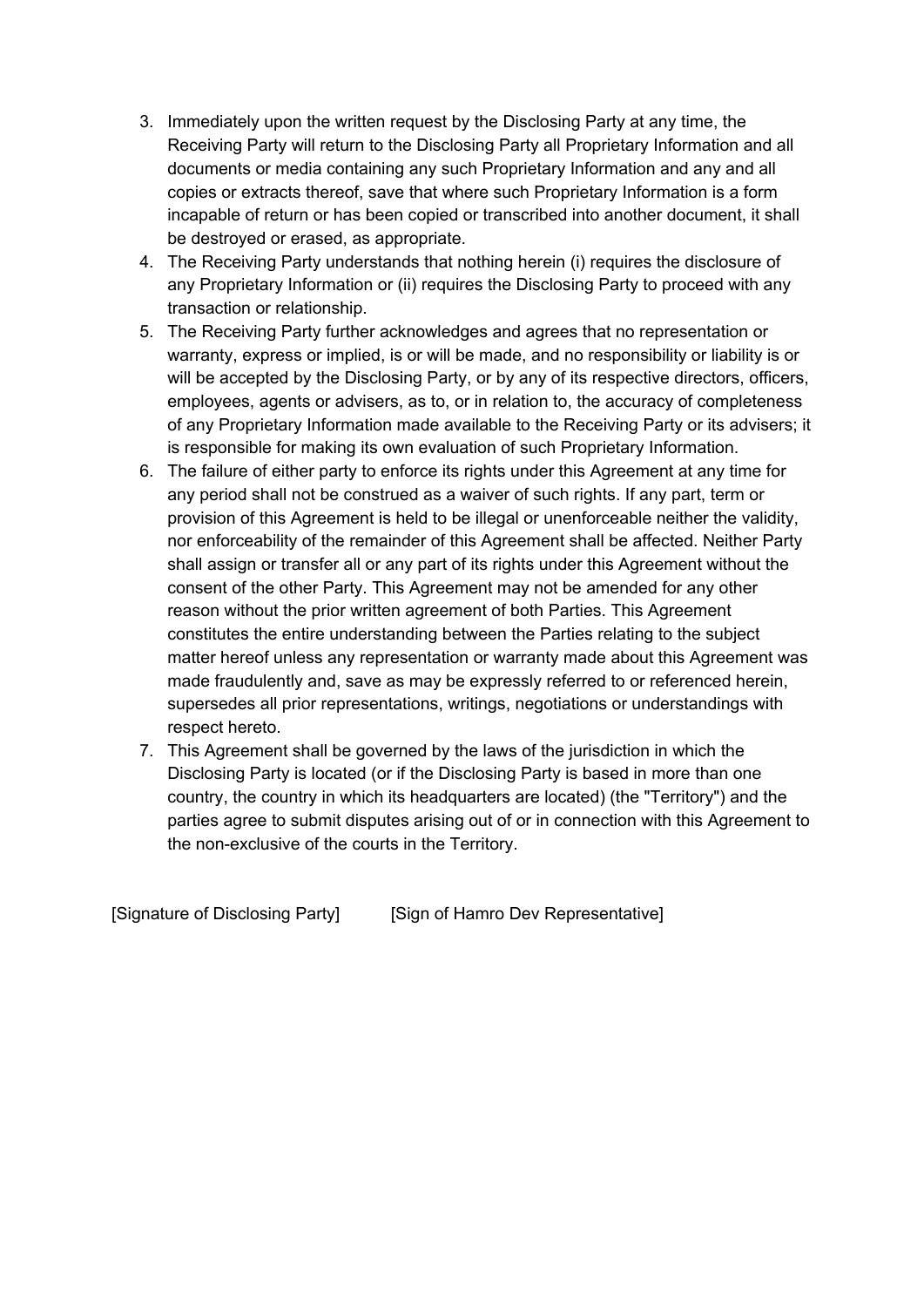3. Immediately upon the written request by the Disclosing Party at any time, the Receiving Party will return to the Disclosing Party all Proprietary Information and all documents or media containing any such Proprietary Information and any and all copies or extracts thereof, save that where such Proprietary Information is a form incapable of return or has been copied or transcribed into another document, it shall be destroyed or erased, as appropriate.
4. The Receiving Party understands that nothing herein (i) requires the disclosure of any Proprietary Information or (ii) requires the Disclosing Party to proceed with any transaction or relationship.
5. The Receiving Party further acknowledges and agrees that no representation or warranty, express or implied, is or will be made, and no responsibility or liability is or will be accepted by the Disclosing Party, or by any of its respective directors, officers, employees, agents or advisers, as to, or in relation to, the accuracy of completeness of any Proprietary Information made available to the Receiving Party or its advisers; it is responsible for making its own evaluation of such Proprietary Information.
6. The failure of either party to enforce its rights under this Agreement at any time for any period shall not be construed as a waiver of such rights. If any part, term or provision of this Agreement is held to be illegal or unenforceable neither the validity, nor enforceability of the remainder of this Agreement shall be affected. Neither Party shall assign or transfer all or any part of its rights under this Agreement without the consent of the other Party. This Agreement may not be amended for any other reason without the prior written agreement of both Parties. This Agreement constitutes the entire understanding between the Parties relating to the subject matter hereof unless any representation or warranty made about this Agreement was made fraudulently and, save as may be expressly referred to or referenced herein, supersedes all prior representations, writings, negotiations or understandings with respect hereto.
7. This Agreement shall be governed by the laws of the jurisdiction in which the Disclosing Party is located (or if the Disclosing Party is based in more than one country, the country in which its headquarters are located) (the "Territory") and the parties agree to submit disputes arising out of or in connection with this Agreement to the non-exclusive of the courts in the Territory.

[Signature of Disclosing Party] [Sign of Hamro Dev Representative]